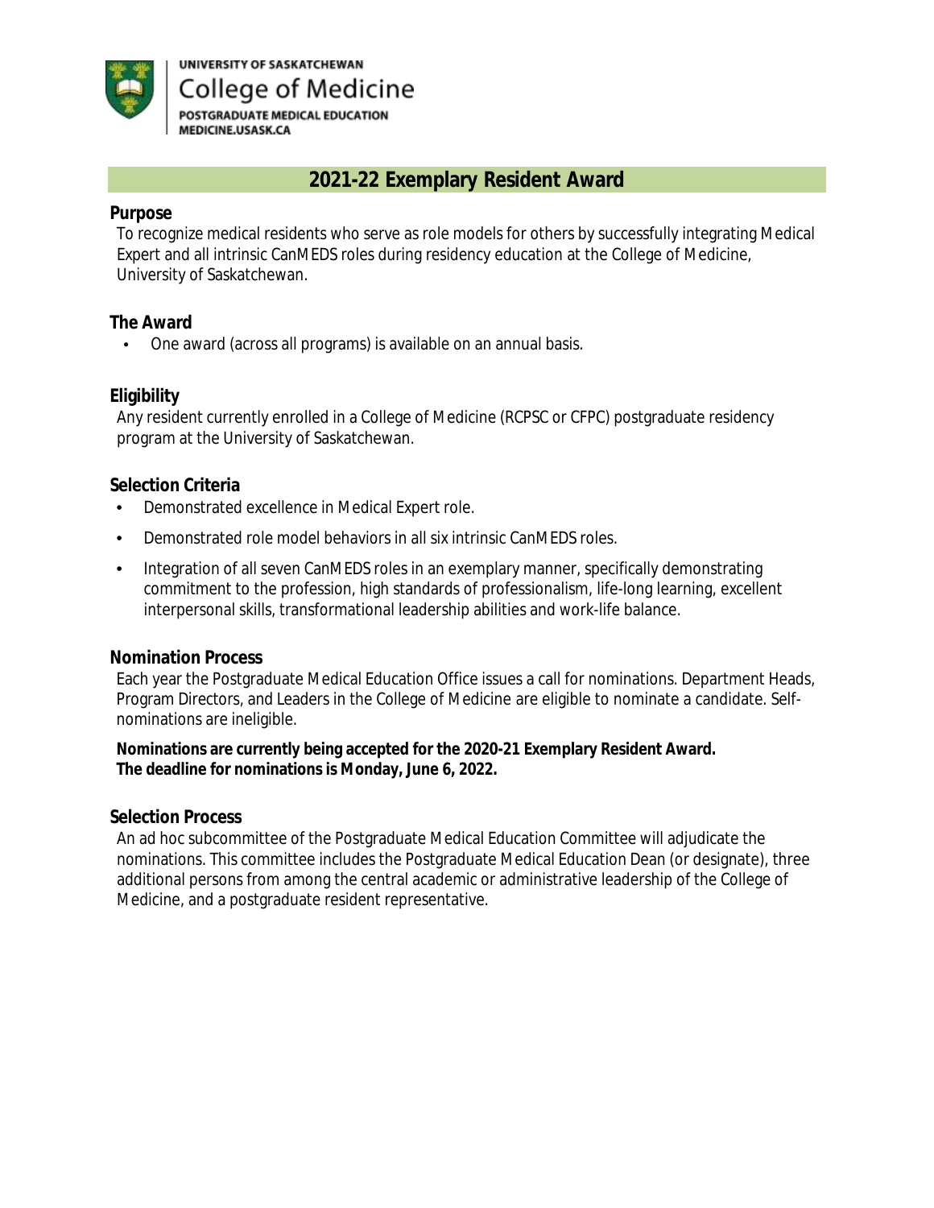UNIVERSITY OF SASKATCHEWAN
College of Medicine
POSTGRADUATE MEDICAL EDUCATION
MEDICINE.USASK.CA

# 2021-22 Exemplary Resident Award

## Purpose

To recognize medical residents who serve as role models for others by successfully integrating Medical Expert and all intrinsic CanMEDS roles during residency education at the College of Medicine, University of Saskatchewan.

## The Award

- One award (across all programs) is available on an annual basis.

## Eligibility

Any resident currently enrolled in a College of Medicine (RCPSC or CFPC) postgraduate residency program at the University of Saskatchewan.

## Selection Criteria

- Demonstrated excellence in Medical Expert role.
- Demonstrated role model behaviors in all six intrinsic CanMEDS roles.
- Integration of all seven CanMEDS roles in an exemplary manner, specifically demonstrating commitment to the profession, high standards of professionalism, life-long learning, excellent interpersonal skills, transformational leadership abilities and work-life balance.

## Nomination Process

Each year the Postgraduate Medical Education Office issues a call for nominations. Department Heads, Program Directors, and Leaders in the College of Medicine are eligible to nominate a candidate. Self-nominations are ineligible.

**Nominations are currently being accepted for the 2020-21 Exemplary Resident Award.**
**The deadline for nominations is Monday, June 6, 2022.**

## Selection Process

An ad hoc subcommittee of the Postgraduate Medical Education Committee will adjudicate the nominations. This committee includes the Postgraduate Medical Education Dean (or designate), three additional persons from among the central academic or administrative leadership of the College of Medicine, and a postgraduate resident representative.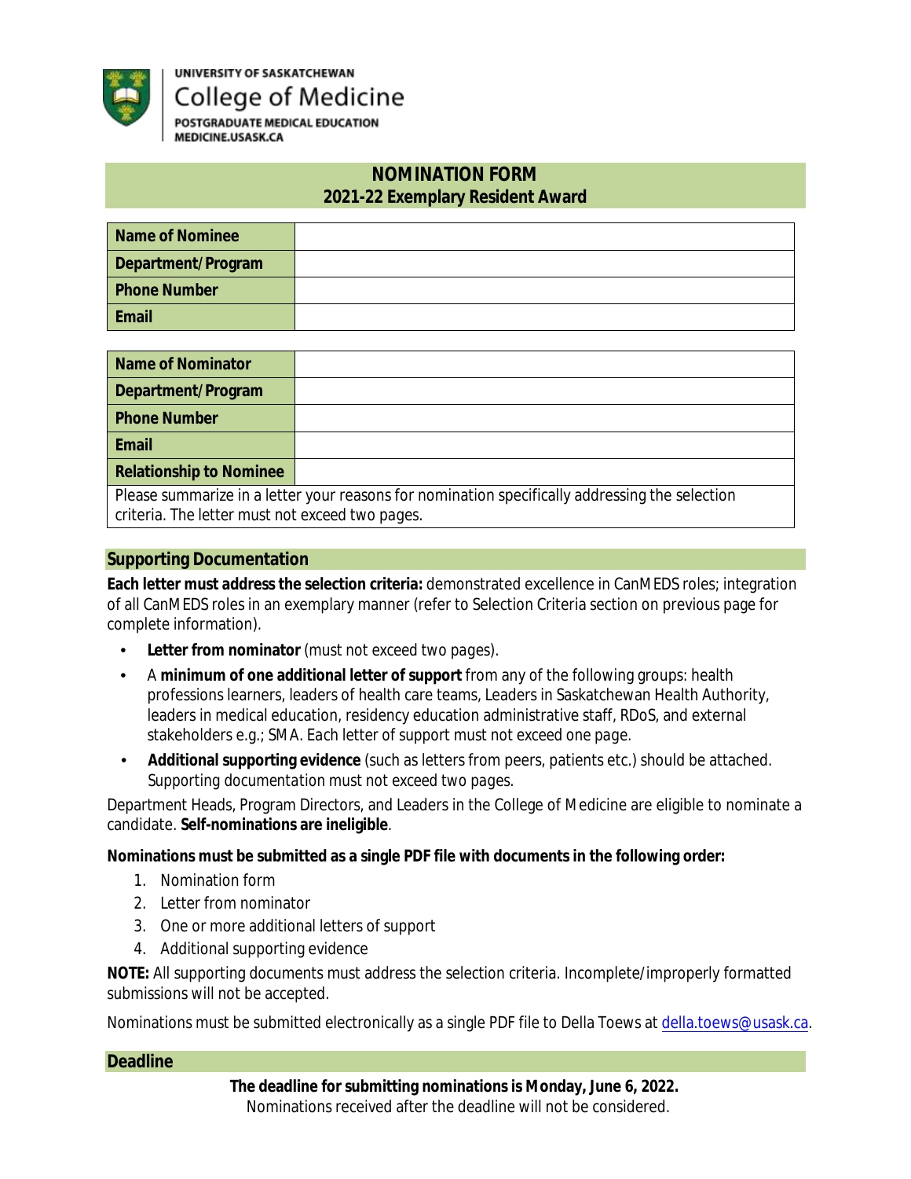UNIVERSITY OF SASKATCHEWAN
College of Medicine
POSTGRADUATE MEDICAL EDUCATION
MEDICINE.USASK.CA

# NOMINATION FORM
## 2021-22 Exemplary Resident Award

| | |
|---|---|
| **Name of Nominee** | |
| **Department/Program** | |
| **Phone Number** | |
| **Email** | |

| | |
|---|---|
| **Name of Nominator** | |
| **Department/Program** | |
| **Phone Number** | |
| **Email** | |
| **Relationship to Nominee** | |

Please summarize in a letter your reasons for nomination specifically addressing the selection criteria. The letter must not exceed two pages.

## Supporting Documentation

**Each letter must address the selection criteria:** demonstrated excellence in CanMEDS roles; integration of all CanMEDS roles in an exemplary manner (refer to Selection Criteria section on previous page for complete information).

- **Letter from nominator** (must not exceed two pages).
- A **minimum of one additional letter of support** from any of the following groups: health professions learners, leaders of health care teams, Leaders in Saskatchewan Health Authority, leaders in medical education, residency education administrative staff, RDoS, and external stakeholders e.g.; SMA. Each letter of support must not exceed one page.
- **Additional supporting evidence** (such as letters from peers, patients etc.) should be attached. Supporting documentation must not exceed two pages.

Department Heads, Program Directors, and Leaders in the College of Medicine are eligible to nominate a candidate. **Self-nominations are ineligible**.

**Nominations must be submitted as a single PDF file with documents in the following order:**

1. Nomination form
2. Letter from nominator
3. One or more additional letters of support
4. Additional supporting evidence

**NOTE:** All supporting documents must address the selection criteria. Incomplete/improperly formatted submissions will not be accepted.

Nominations must be submitted electronically as a single PDF file to Della Toews at della.toews@usask.ca.

## Deadline

**The deadline for submitting nominations is Monday, June 6, 2022.**
Nominations received after the deadline will not be considered.